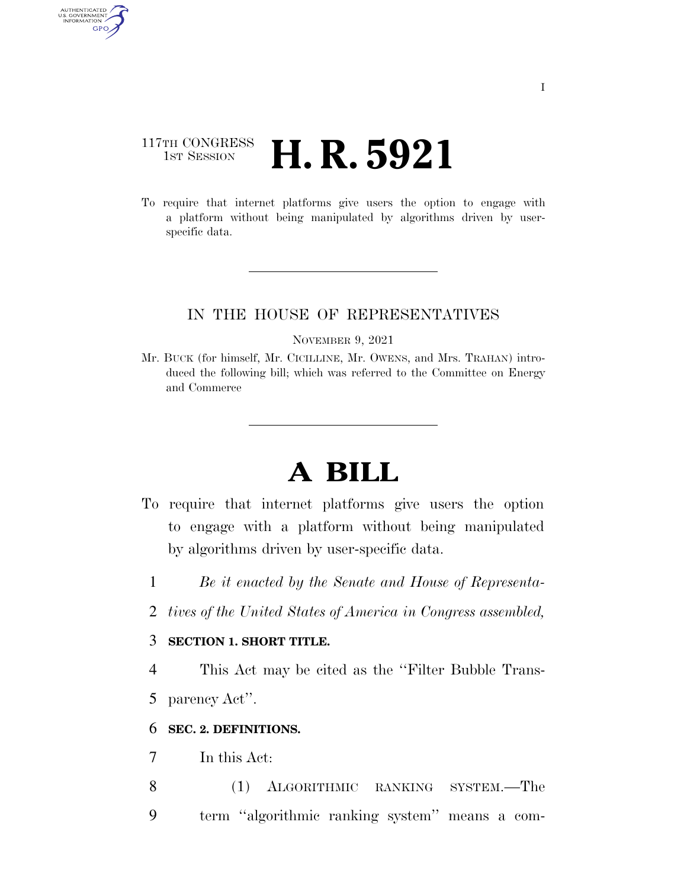117TH CONGRESS
1ST SESSION

# H. R. 5921

To require that internet platforms give users the option to engage with a platform without being manipulated by algorithms driven by user-specific data.

IN THE HOUSE OF REPRESENTATIVES

NOVEMBER 9, 2021

Mr. BUCK (for himself, Mr. CICILLINE, Mr. OWENS, and Mrs. TRAHAN) introduced the following bill; which was referred to the Committee on Energy and Commerce

# A BILL

To require that internet platforms give users the option to engage with a platform without being manipulated by algorithms driven by user-specific data.

1 *Be it enacted by the Senate and House of Representa-*
2 *tives of the United States of America in Congress assembled,*

3 **SECTION 1. SHORT TITLE.**

4 This Act may be cited as the ''Filter Bubble Trans-
5 parency Act''.

6 **SEC. 2. DEFINITIONS.**

7 In this Act:

8 (1) ALGORITHMIC RANKING SYSTEM.—The
9 term ''algorithmic ranking system'' means a com-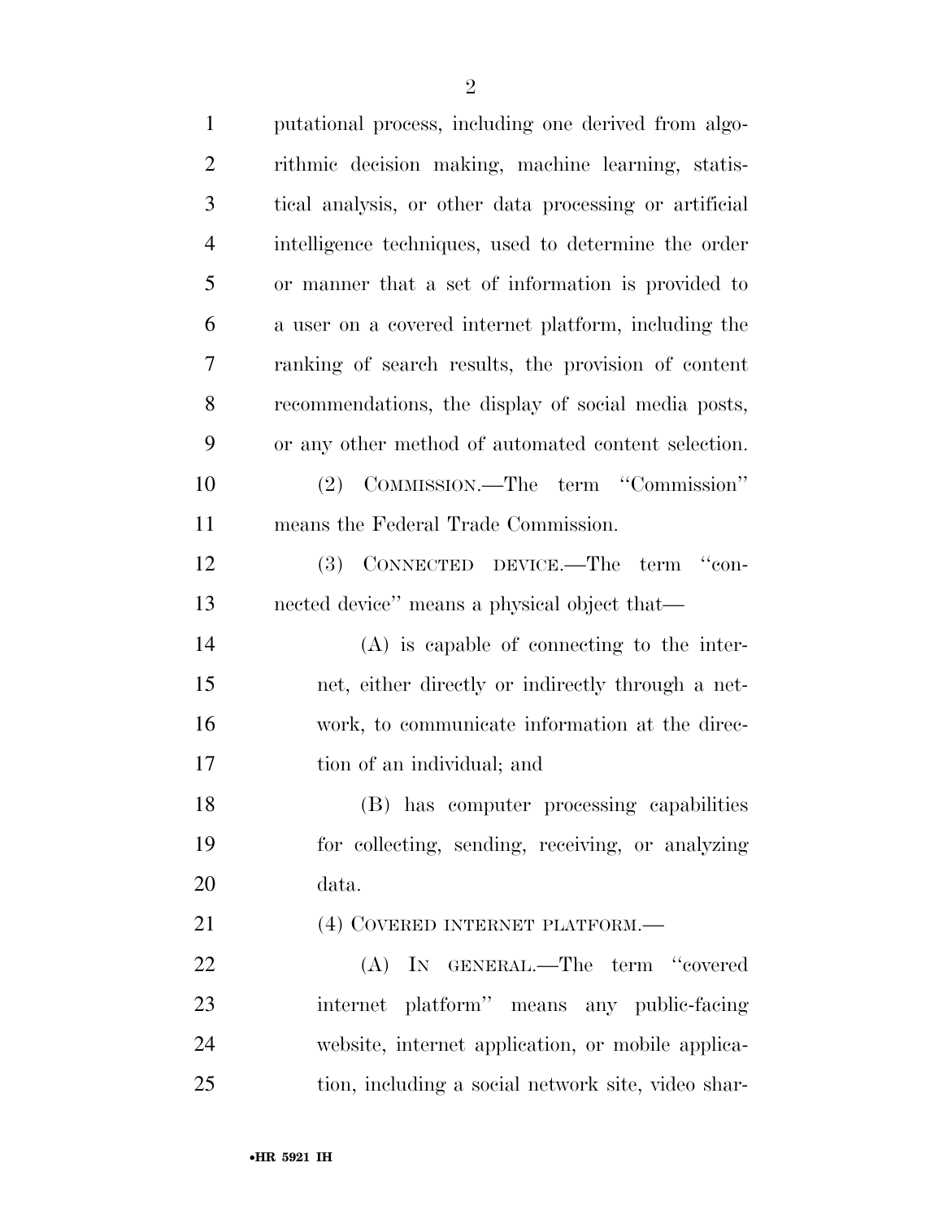putational process, including one derived from algorithmic decision making, machine learning, statistical analysis, or other data processing or artificial intelligence techniques, used to determine the order or manner that a set of information is provided to a user on a covered internet platform, including the ranking of search results, the provision of content recommendations, the display of social media posts, or any other method of automated content selection.

(2) COMMISSION.—The term "Commission" means the Federal Trade Commission.

(3) CONNECTED DEVICE.—The term "connected device" means a physical object that—

(A) is capable of connecting to the internet, either directly or indirectly through a network, to communicate information at the direction of an individual; and

(B) has computer processing capabilities for collecting, sending, receiving, or analyzing data.

(4) COVERED INTERNET PLATFORM.—

(A) IN GENERAL.—The term "covered internet platform" means any public-facing website, internet application, or mobile application, including a social network site, video shar-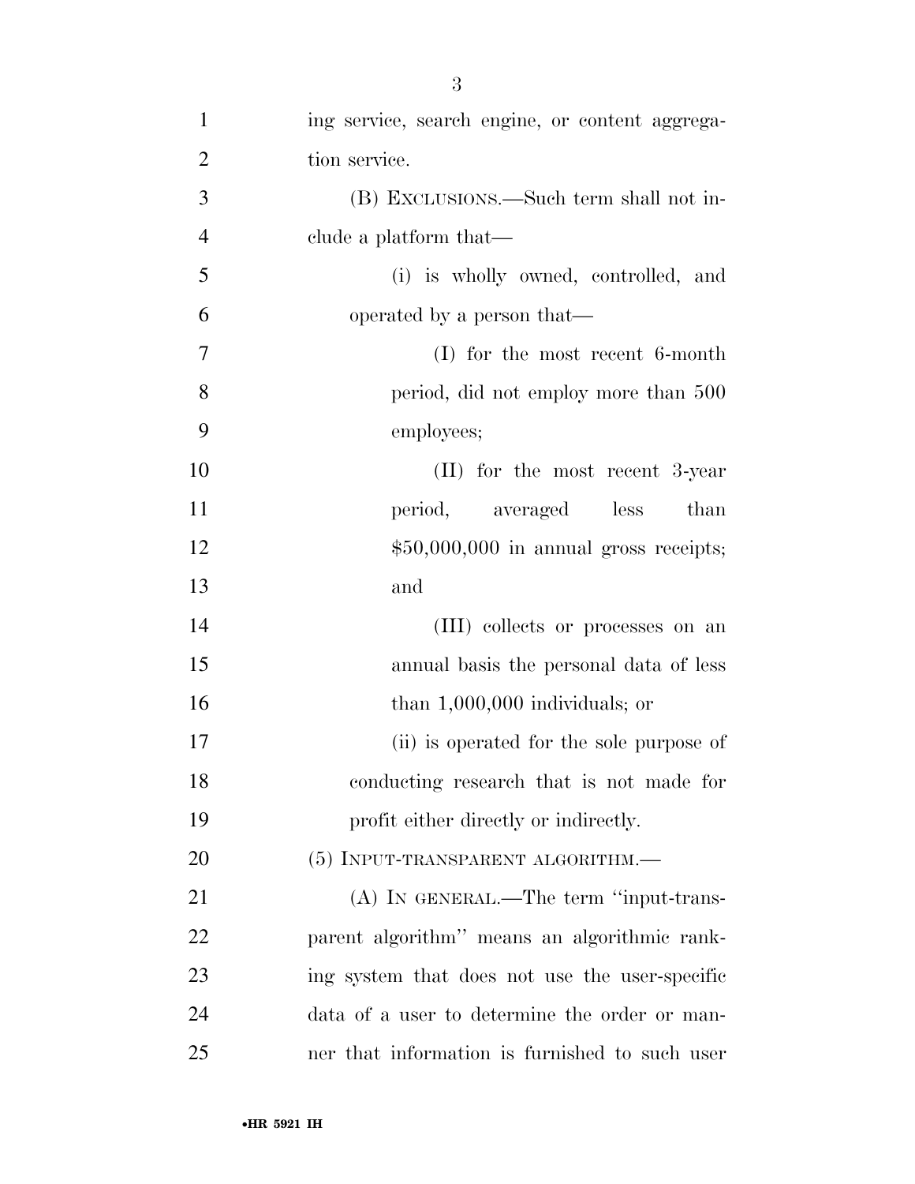ing service, search engine, or content aggregation service.

(B) EXCLUSIONS.—Such term shall not include a platform that—

(i) is wholly owned, controlled, and operated by a person that—

(I) for the most recent 6-month period, did not employ more than 500 employees;

(II) for the most recent 3-year period, averaged less than $50,000,000 in annual gross receipts; and

(III) collects or processes on an annual basis the personal data of less than 1,000,000 individuals; or

(ii) is operated for the sole purpose of conducting research that is not made for profit either directly or indirectly.

(5) INPUT-TRANSPARENT ALGORITHM.—

(A) IN GENERAL.—The term ''input-transparent algorithm'' means an algorithmic ranking system that does not use the user-specific data of a user to determine the order or manner that information is furnished to such user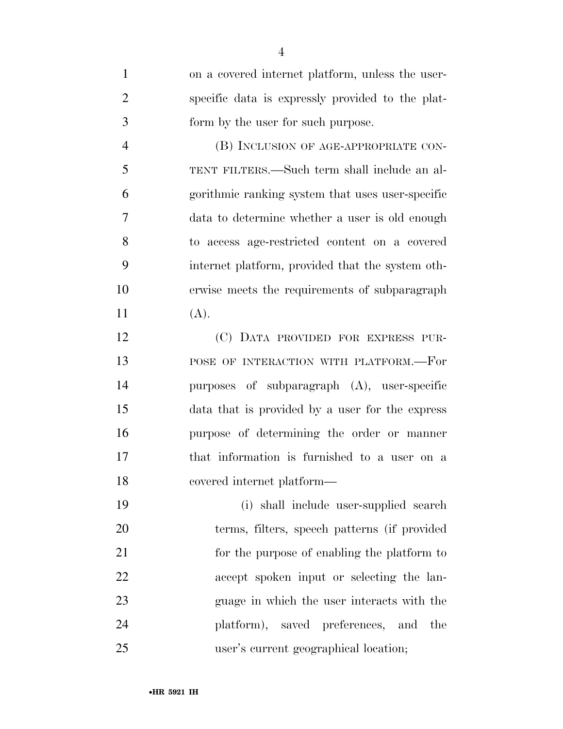on a covered internet platform, unless the user-specific data is expressly provided to the platform by the user for such purpose.

(B) INCLUSION OF AGE-APPROPRIATE CONTENT FILTERS.—Such term shall include an algorithmic ranking system that uses user-specific data to determine whether a user is old enough to access age-restricted content on a covered internet platform, provided that the system otherwise meets the requirements of subparagraph (A).

(C) DATA PROVIDED FOR EXPRESS PURPOSE OF INTERACTION WITH PLATFORM.—For purposes of subparagraph (A), user-specific data that is provided by a user for the express purpose of determining the order or manner that information is furnished to a user on a covered internet platform—

(i) shall include user-supplied search terms, filters, speech patterns (if provided for the purpose of enabling the platform to accept spoken input or selecting the language in which the user interacts with the platform), saved preferences, and the user's current geographical location;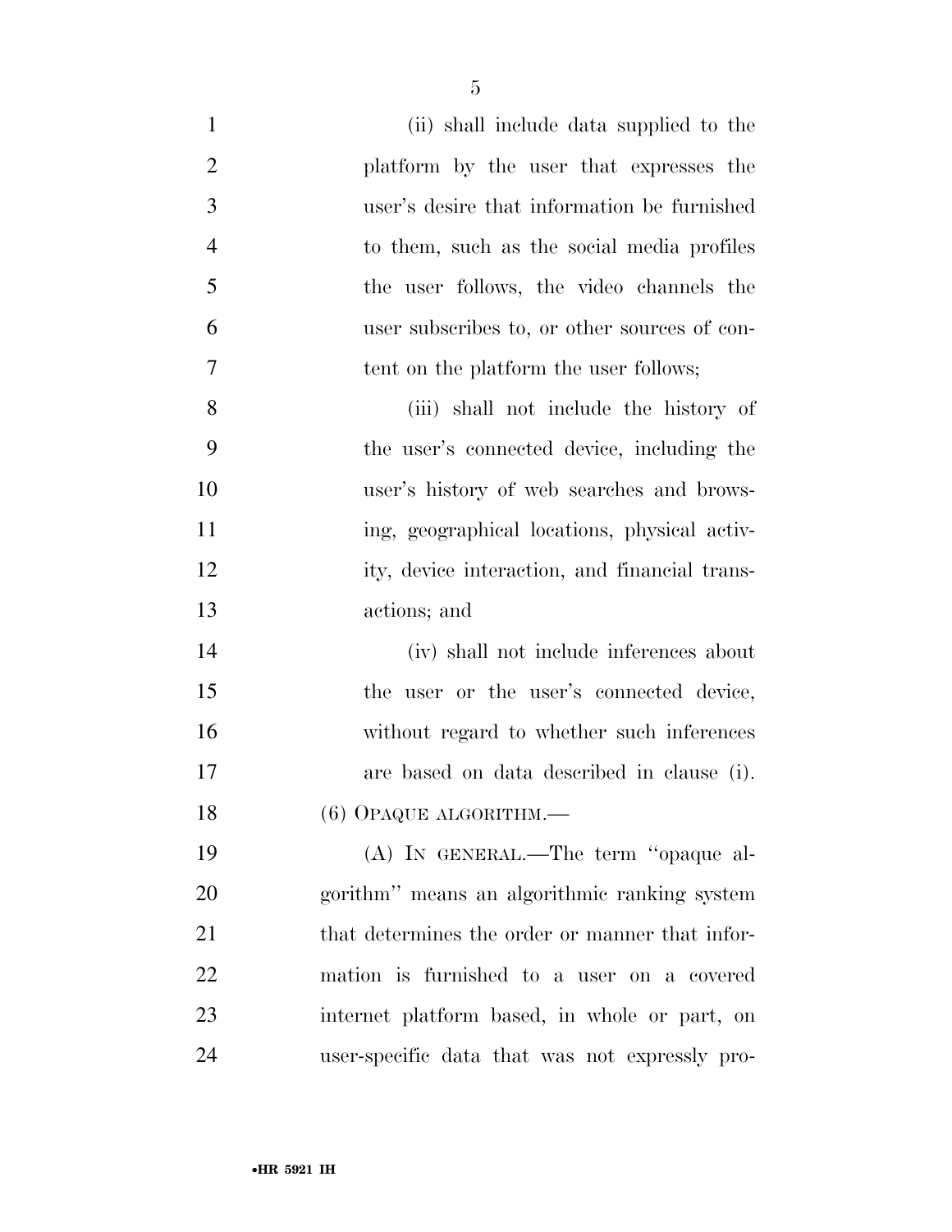(ii) shall include data supplied to the platform by the user that expresses the user's desire that information be furnished to them, such as the social media profiles the user follows, the video channels the user subscribes to, or other sources of content on the platform the user follows;

(iii) shall not include the history of the user's connected device, including the user's history of web searches and browsing, geographical locations, physical activity, device interaction, and financial transactions; and

(iv) shall not include inferences about the user or the user's connected device, without regard to whether such inferences are based on data described in clause (i).

(6) OPAQUE ALGORITHM.—

(A) IN GENERAL.—The term "opaque algorithm" means an algorithmic ranking system that determines the order or manner that information is furnished to a user on a covered internet platform based, in whole or part, on user-specific data that was not expressly pro-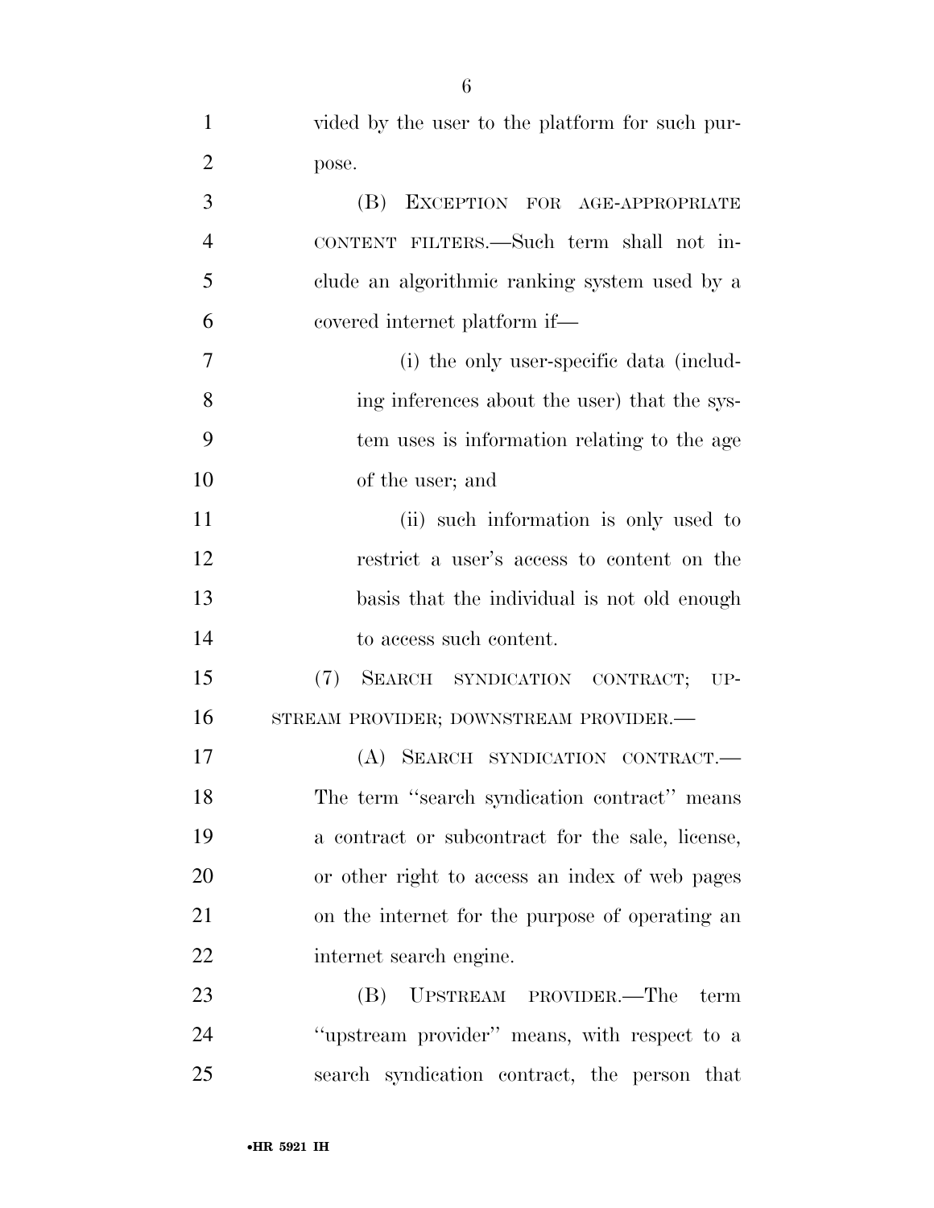vided by the user to the platform for such purpose.

(B) EXCEPTION FOR AGE-APPROPRIATE CONTENT FILTERS.—Such term shall not include an algorithmic ranking system used by a covered internet platform if—

(i) the only user-specific data (including inferences about the user) that the system uses is information relating to the age of the user; and

(ii) such information is only used to restrict a user's access to content on the basis that the individual is not old enough to access such content.

(7) SEARCH SYNDICATION CONTRACT; UPSTREAM PROVIDER; DOWNSTREAM PROVIDER.—

(A) SEARCH SYNDICATION CONTRACT.—The term ''search syndication contract'' means a contract or subcontract for the sale, license, or other right to access an index of web pages on the internet for the purpose of operating an internet search engine.

(B) UPSTREAM PROVIDER.—The term ''upstream provider'' means, with respect to a search syndication contract, the person that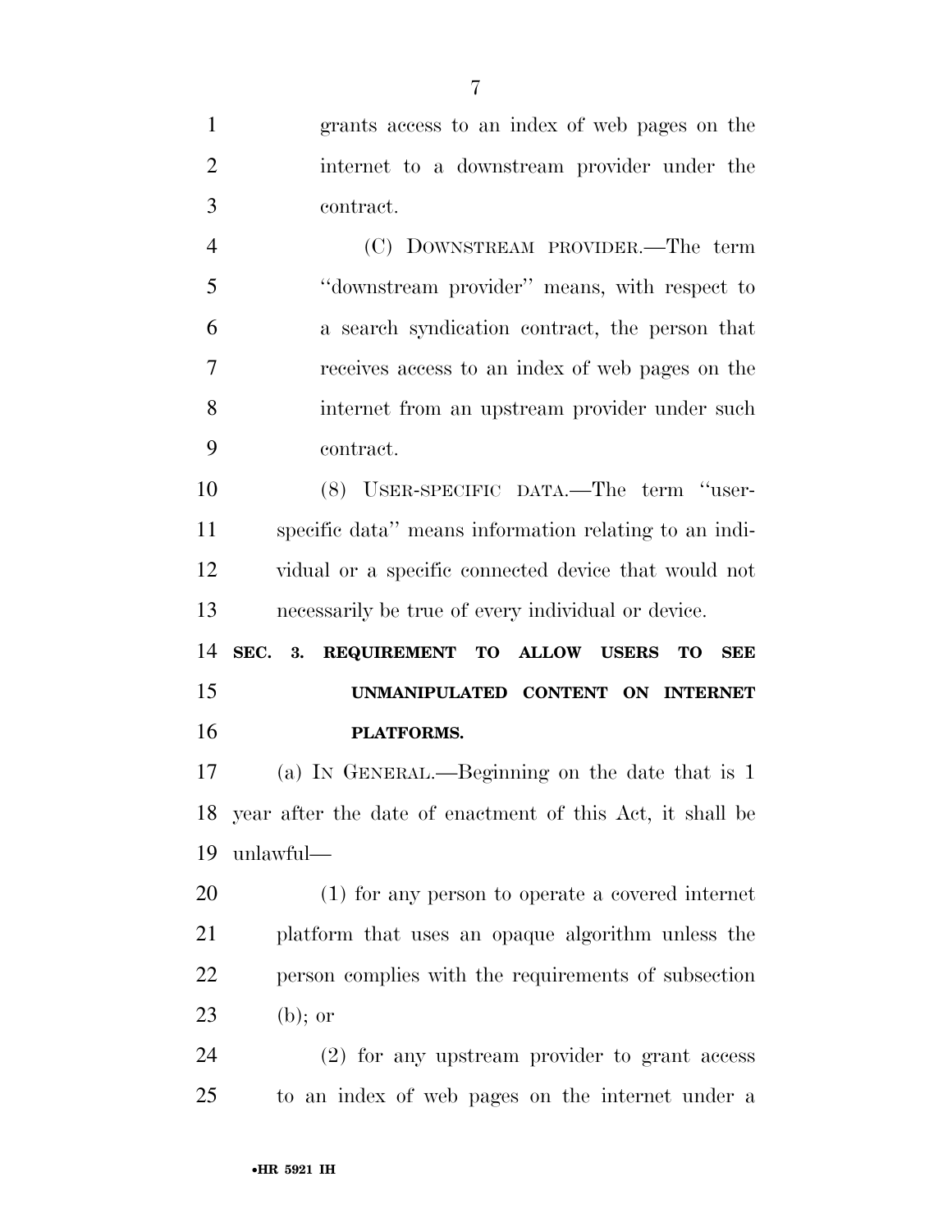grants access to an index of web pages on the internet to a downstream provider under the contract.

(C) DOWNSTREAM PROVIDER.—The term "downstream provider" means, with respect to a search syndication contract, the person that receives access to an index of web pages on the internet from an upstream provider under such contract.

(8) USER-SPECIFIC DATA.—The term "user-specific data" means information relating to an individual or a specific connected device that would not necessarily be true of every individual or device.

## SEC. 3. REQUIREMENT TO ALLOW USERS TO SEE UNMANIPULATED CONTENT ON INTERNET PLATFORMS.

(a) IN GENERAL.—Beginning on the date that is 1 year after the date of enactment of this Act, it shall be unlawful—

(1) for any person to operate a covered internet platform that uses an opaque algorithm unless the person complies with the requirements of subsection (b); or

(2) for any upstream provider to grant access to an index of web pages on the internet under a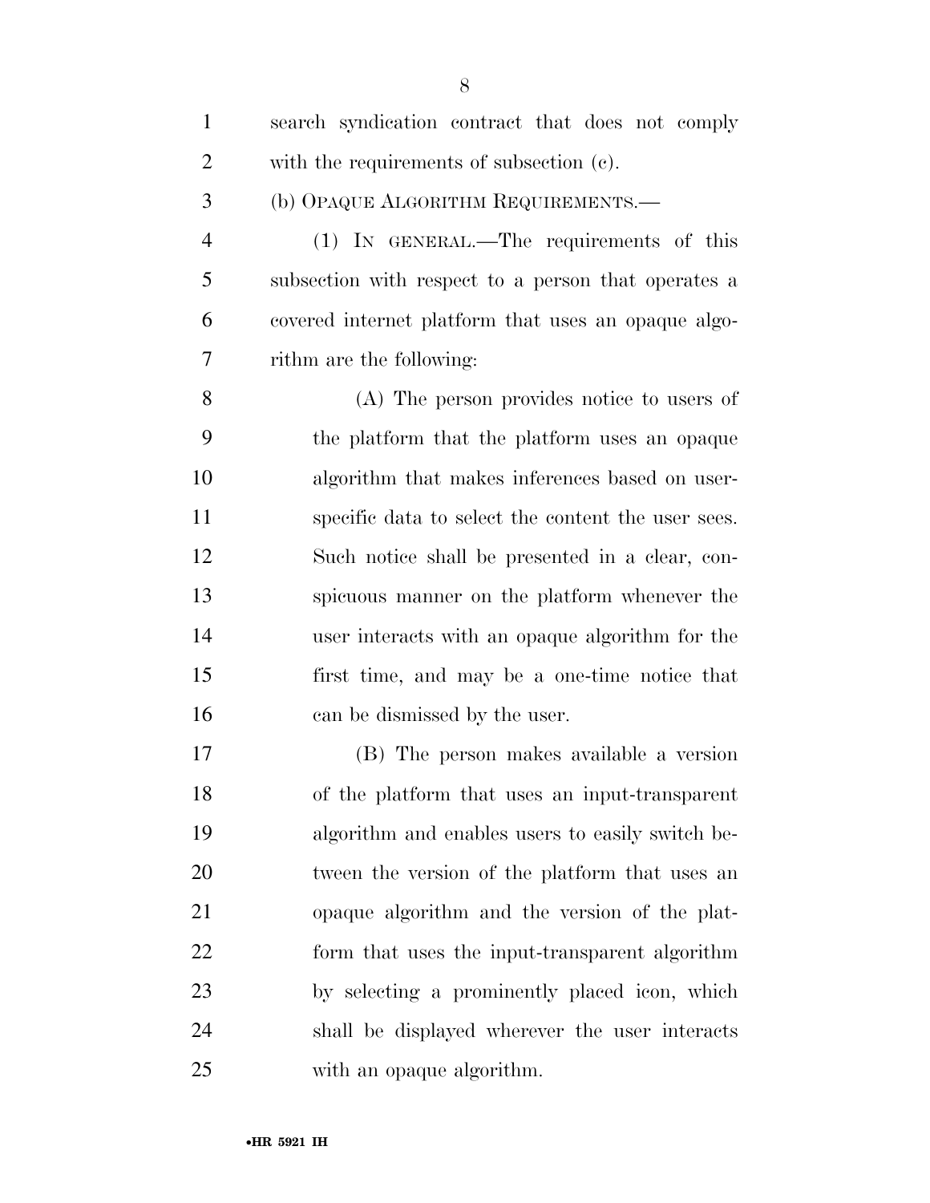search syndication contract that does not comply with the requirements of subsection (c).

(b) OPAQUE ALGORITHM REQUIREMENTS.—

(1) IN GENERAL.—The requirements of this subsection with respect to a person that operates a covered internet platform that uses an opaque algorithm are the following:

(A) The person provides notice to users of the platform that the platform uses an opaque algorithm that makes inferences based on user-specific data to select the content the user sees. Such notice shall be presented in a clear, conspicuous manner on the platform whenever the user interacts with an opaque algorithm for the first time, and may be a one-time notice that can be dismissed by the user.

(B) The person makes available a version of the platform that uses an input-transparent algorithm and enables users to easily switch between the version of the platform that uses an opaque algorithm and the version of the platform that uses the input-transparent algorithm by selecting a prominently placed icon, which shall be displayed wherever the user interacts with an opaque algorithm.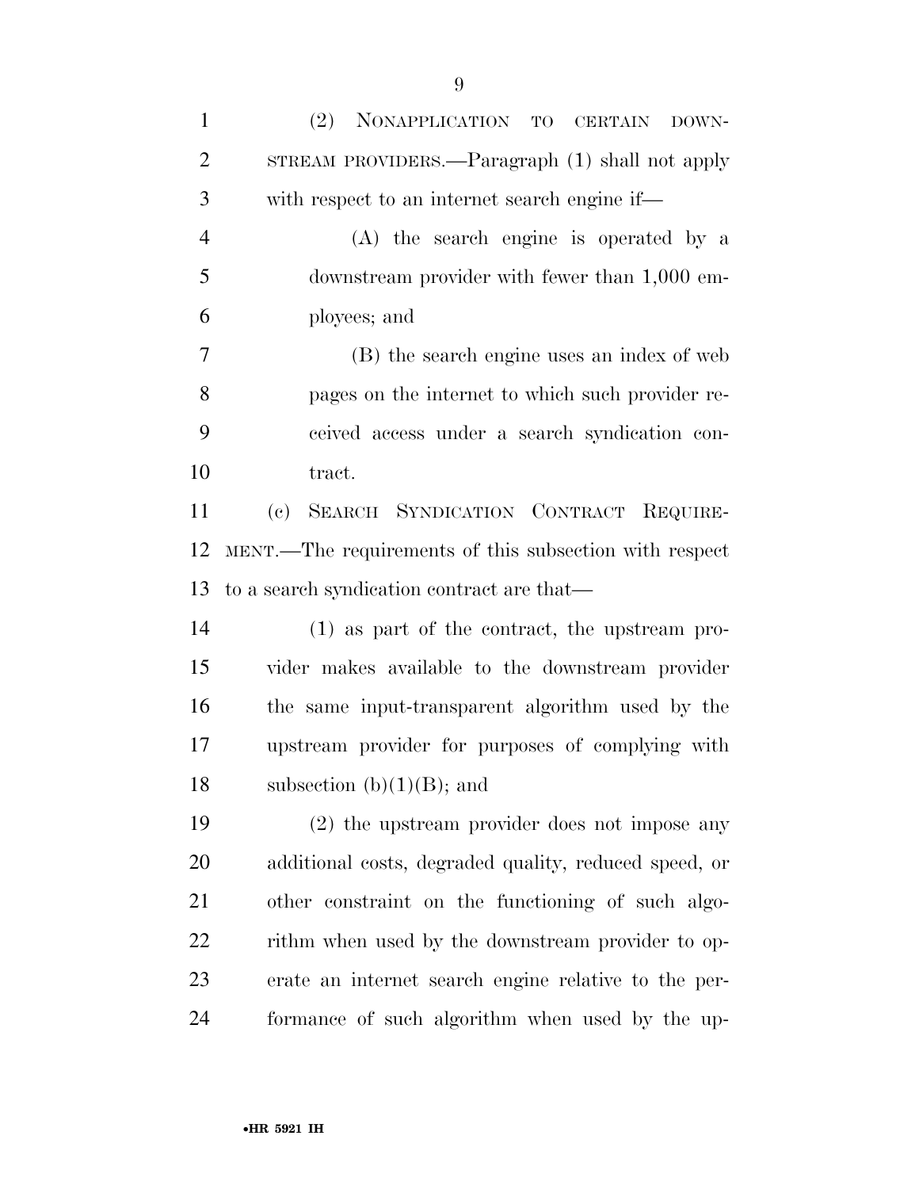(2) NONAPPLICATION TO CERTAIN DOWNSTREAM PROVIDERS.—Paragraph (1) shall not apply with respect to an internet search engine if—

(A) the search engine is operated by a downstream provider with fewer than 1,000 employees; and

(B) the search engine uses an index of web pages on the internet to which such provider received access under a search syndication contract.

(c) SEARCH SYNDICATION CONTRACT REQUIREMENT.—The requirements of this subsection with respect to a search syndication contract are that—

(1) as part of the contract, the upstream provider makes available to the downstream provider the same input-transparent algorithm used by the upstream provider for purposes of complying with subsection (b)(1)(B); and

(2) the upstream provider does not impose any additional costs, degraded quality, reduced speed, or other constraint on the functioning of such algorithm when used by the downstream provider to operate an internet search engine relative to the performance of such algorithm when used by the up-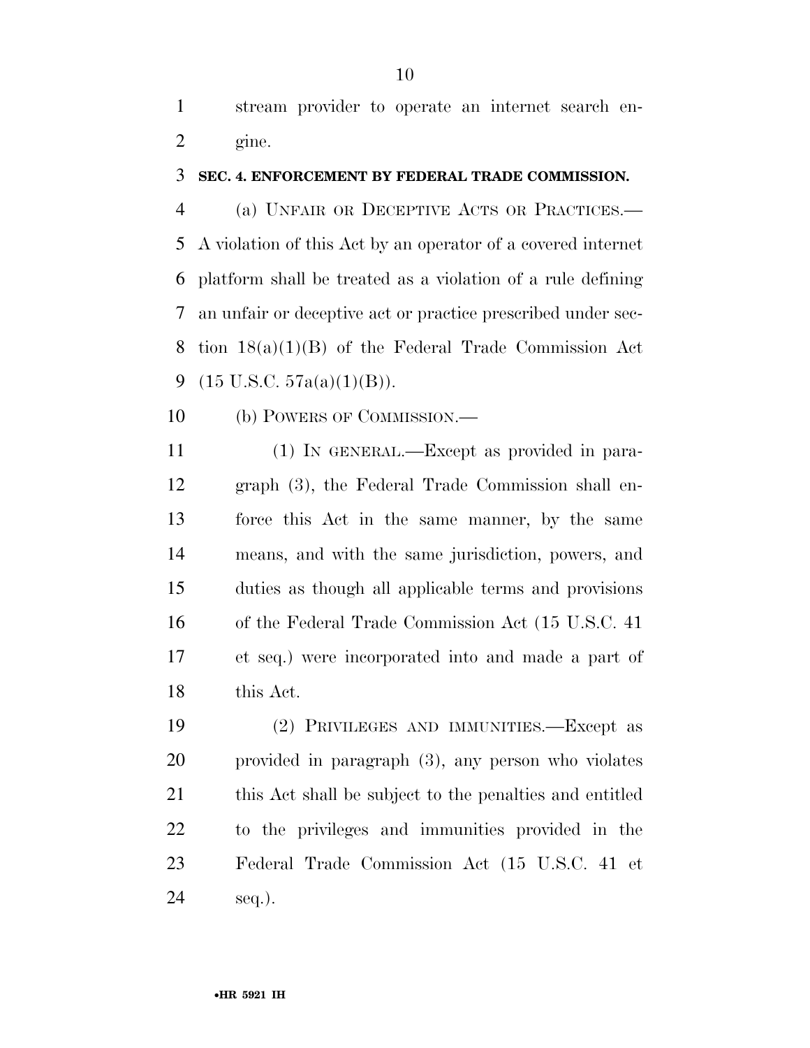stream provider to operate an internet search engine.

### SEC. 4. ENFORCEMENT BY FEDERAL TRADE COMMISSION.

(a) UNFAIR OR DECEPTIVE ACTS OR PRACTICES.—A violation of this Act by an operator of a covered internet platform shall be treated as a violation of a rule defining an unfair or deceptive act or practice prescribed under section 18(a)(1)(B) of the Federal Trade Commission Act (15 U.S.C. 57a(a)(1)(B)).

(b) POWERS OF COMMISSION.—

(1) IN GENERAL.—Except as provided in paragraph (3), the Federal Trade Commission shall enforce this Act in the same manner, by the same means, and with the same jurisdiction, powers, and duties as though all applicable terms and provisions of the Federal Trade Commission Act (15 U.S.C. 41 et seq.) were incorporated into and made a part of this Act.

(2) PRIVILEGES AND IMMUNITIES.—Except as provided in paragraph (3), any person who violates this Act shall be subject to the penalties and entitled to the privileges and immunities provided in the Federal Trade Commission Act (15 U.S.C. 41 et seq.).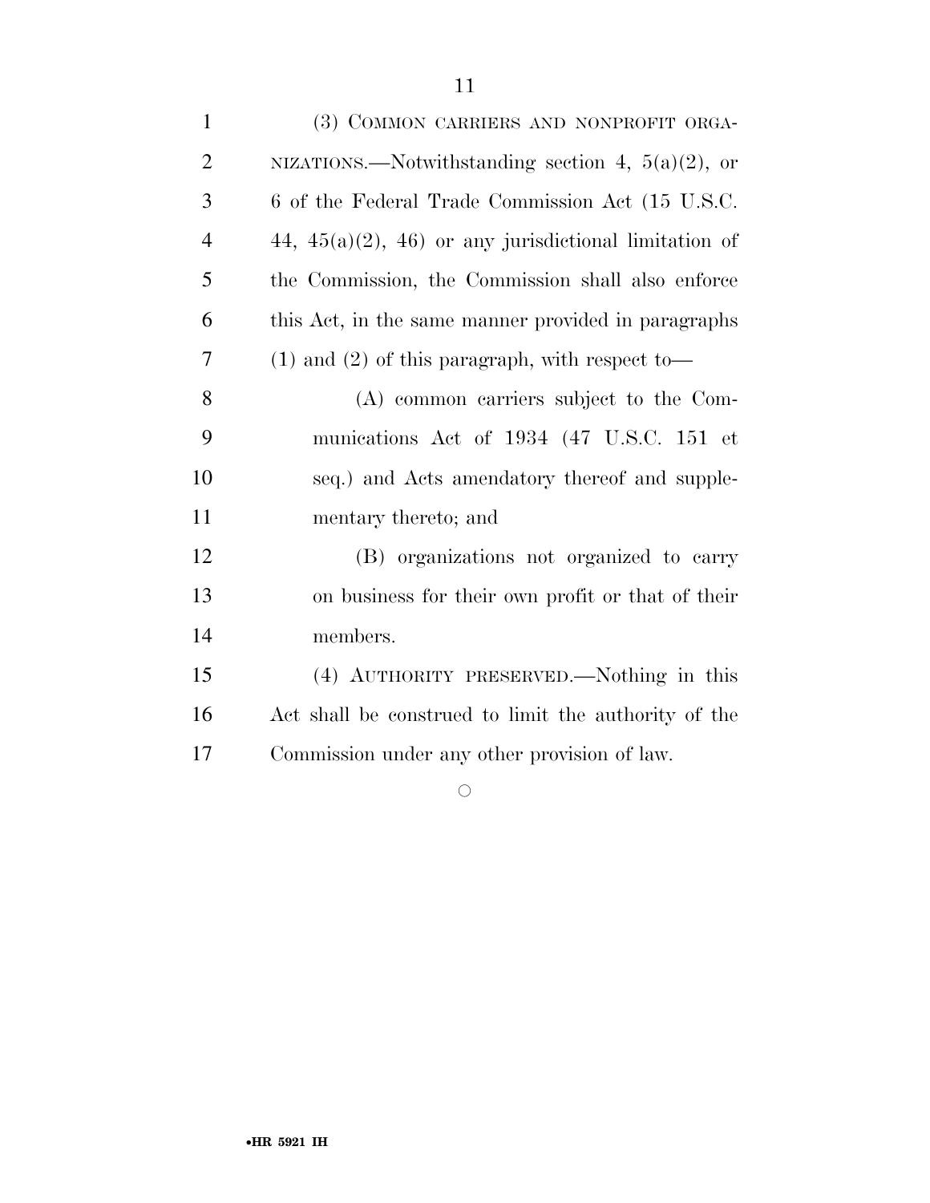(3) COMMON CARRIERS AND NONPROFIT ORGANIZATIONS.—Notwithstanding section 4, 5(a)(2), or 6 of the Federal Trade Commission Act (15 U.S.C. 44, 45(a)(2), 46) or any jurisdictional limitation of the Commission, the Commission shall also enforce this Act, in the same manner provided in paragraphs (1) and (2) of this paragraph, with respect to—

(A) common carriers subject to the Communications Act of 1934 (47 U.S.C. 151 et seq.) and Acts amendatory thereof and supplementary thereto; and

(B) organizations not organized to carry on business for their own profit or that of their members.

(4) AUTHORITY PRESERVED.—Nothing in this Act shall be construed to limit the authority of the Commission under any other provision of law.

○